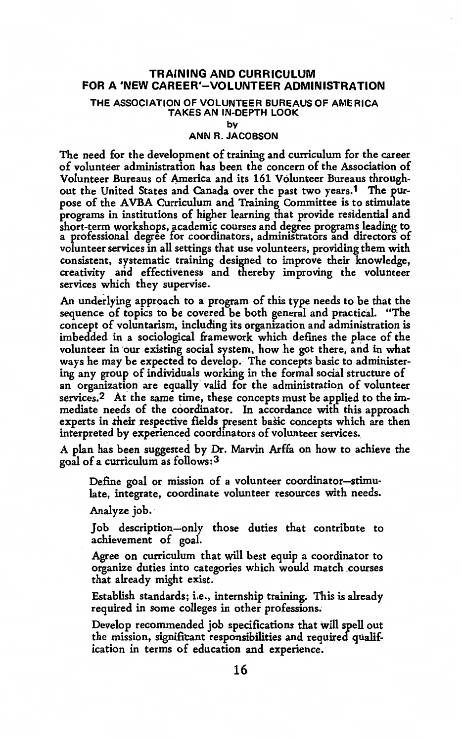# TRAINING AND CURRICULUM FOR A 'NEW CAREER'–VOLUNTEER ADMINISTRATION

### THE ASSOCIATION OF VOLUNTEER BUREAUS OF AMERICA TAKES AN IN-DEPTH LOOK

by

**ANN R. JACOBSON**

The need for the development of training and curriculum for the career of volunteer administration has been the concern of the Association of Volunteer Bureaus of America and its 161 Volunteer Bureaus throughout the United States and Canada over the past two years.[1] The purpose of the AVBA Curriculum and Training Committee is to stimulate programs in institutions of higher learning that provide residential and short-term workshops, academic courses and degree programs leading to a professional degree for coordinators, administrators and directors of volunteer services in all settings that use volunteers, providing them with consistent, systematic training designed to improve their knowledge, creativity and effectiveness and thereby improving the volunteer services which they supervise.

An underlying approach to a program of this type needs to be that the sequence of topics to be covered be both general and practical. "The concept of voluntarism, including its organization and administration is imbedded in a sociological framework which defines the place of the volunteer in our existing social system, how he got there, and in what ways he may be expected to develop. The concepts basic to administering any group of individuals working in the formal social structure of an organization are equally valid for the administration of volunteer services.[2] At the same time, these concepts must be applied to the immediate needs of the coordinator. In accordance with this approach experts in their respective fields present basic concepts which are then interpreted by experienced coordinators of volunteer services.

A plan has been suggested by Dr. Marvin Arffa on how to achieve the goal of a curriculum as follows:[3]

> Define goal or mission of a volunteer coordinator–stimulate, integrate, coordinate volunteer resources with needs.
>
> Analyze job.
>
> Job description–only those duties that contribute to achievement of goal.
>
> Agree on curriculum that will best equip a coordinator to organize duties into categories which would match courses that already might exist.
>
> Establish standards; i.e., internship training. This is already required in some colleges in other professions.
>
> Develop recommended job specifications that will spell out the mission, significant responsibilities and required qualification in terms of education and experience.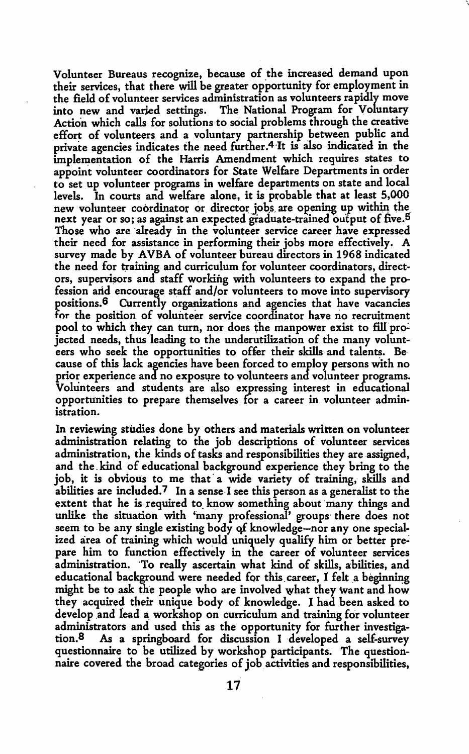Volunteer Bureaus recognize, because of the increased demand upon their services, that there will be greater opportunity for employment in the field of volunteer services administration as volunteers rapidly move into new and varied settings. The National Program for Voluntary Action which calls for solutions to social problems through the creative effort of volunteers and a voluntary partnership between public and private agencies indicates the need further.[4] It is also indicated in the implementation of the Harris Amendment which requires states to appoint volunteer coordinators for State Welfare Departments in order to set up volunteer programs in welfare departments on state and local levels. In courts and welfare alone, it is probable that at least 5,000 new volunteer coordinator or director jobs are opening up within the next year or so; as against an expected graduate-trained output of five.[5] Those who are already in the volunteer service career have expressed their need for assistance in performing their jobs more effectively. A survey made by AVBA of volunteer bureau directors in 1968 indicated the need for training and curriculum for volunteer coordinators, directors, supervisors and staff working with volunteers to expand the profession and encourage staff and/or volunteers to move into supervisory positions.[6] Currently organizations and agencies that have vacancies for the position of volunteer service coordinator have no recruitment pool to which they can turn, nor does the manpower exist to fill projected needs, thus leading to the underutilization of the many volunteers who seek the opportunities to offer their skills and talents. Because of this lack agencies have been forced to employ persons with no prior experience and no exposure to volunteers and volunteer programs. Volunteers and students are also expressing interest in educational opportunities to prepare themselves for a career in volunteer administration.

In reviewing studies done by others and materials written on volunteer administration relating to the job descriptions of volunteer services administration, the kinds of tasks and responsibilities they are assigned, and the kind of educational background experience they bring to the job, it is obvious to me that a wide variety of training, skills and abilities are included.[7] In a sense I see this person as a generalist to the extent that he is required to know something about many things and unlike the situation with 'many professional' groups there does not seem to be any single existing body of knowledge—nor any one specialized area of training which would uniquely qualify him or better prepare him to function effectively in the career of volunteer services administration. To really ascertain what kind of skills, abilities, and educational background were needed for this career, I felt a beginning might be to ask the people who are involved what they want and how they acquired their unique body of knowledge. I had been asked to develop and lead a workshop on curriculum and training for volunteer administrators and used this as the opportunity for further investigation.[8] As a springboard for discussion I developed a self-survey questionnaire to be utilized by workshop participants. The questionnaire covered the broad categories of job activities and responsibilities,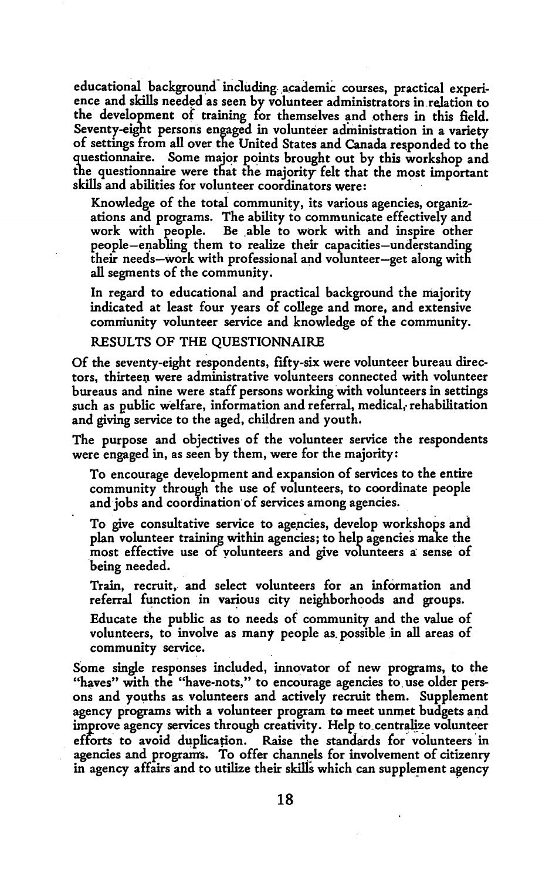educational background including academic courses, practical experience and skills needed as seen by volunteer administrators in relation to the development of training for themselves and others in this field. Seventy-eight persons engaged in volunteer administration in a variety of settings from all over the United States and Canada responded to the questionnaire. Some major points brought out by this workshop and the questionnaire were that the majority felt that the most important skills and abilities for volunteer coordinators were:

> Knowledge of the total community, its various agencies, organizations and programs. The ability to communicate effectively and work with people. Be able to work with and inspire other people—enabling them to realize their capacities—understanding their needs—work with professional and volunteer—get along with all segments of the community.
>
> In regard to educational and practical background the majority indicated at least four years of college and more, and extensive community volunteer service and knowledge of the community.

## RESULTS OF THE QUESTIONNAIRE

Of the seventy-eight respondents, fifty-six were volunteer bureau directors, thirteen were administrative volunteers connected with volunteer bureaus and nine were staff persons working with volunteers in settings such as public welfare, information and referral, medical, rehabilitation and giving service to the aged, children and youth.

The purpose and objectives of the volunteer service the respondents were engaged in, as seen by them, were for the majority:

> To encourage development and expansion of services to the entire community through the use of volunteers, to coordinate people and jobs and coordination of services among agencies.
>
> To give consultative service to agencies, develop workshops and plan volunteer training within agencies; to help agencies make the most effective use of volunteers and give volunteers a sense of being needed.
>
> Train, recruit, and select volunteers for an information and referral function in various city neighborhoods and groups.
>
> Educate the public as to needs of community and the value of volunteers, to involve as many people as possible in all areas of community service.

Some single responses included, innovator of new programs, to the "haves" with the "have-nots," to encourage agencies to use older persons and youths as volunteers and actively recruit them. Supplement agency programs with a volunteer program to meet unmet budgets and improve agency services through creativity. Help to centralize volunteer efforts to avoid duplication. Raise the standards for volunteers in agencies and programs. To offer channels for involvement of citizenry in agency affairs and to utilize their skills which can supplement agency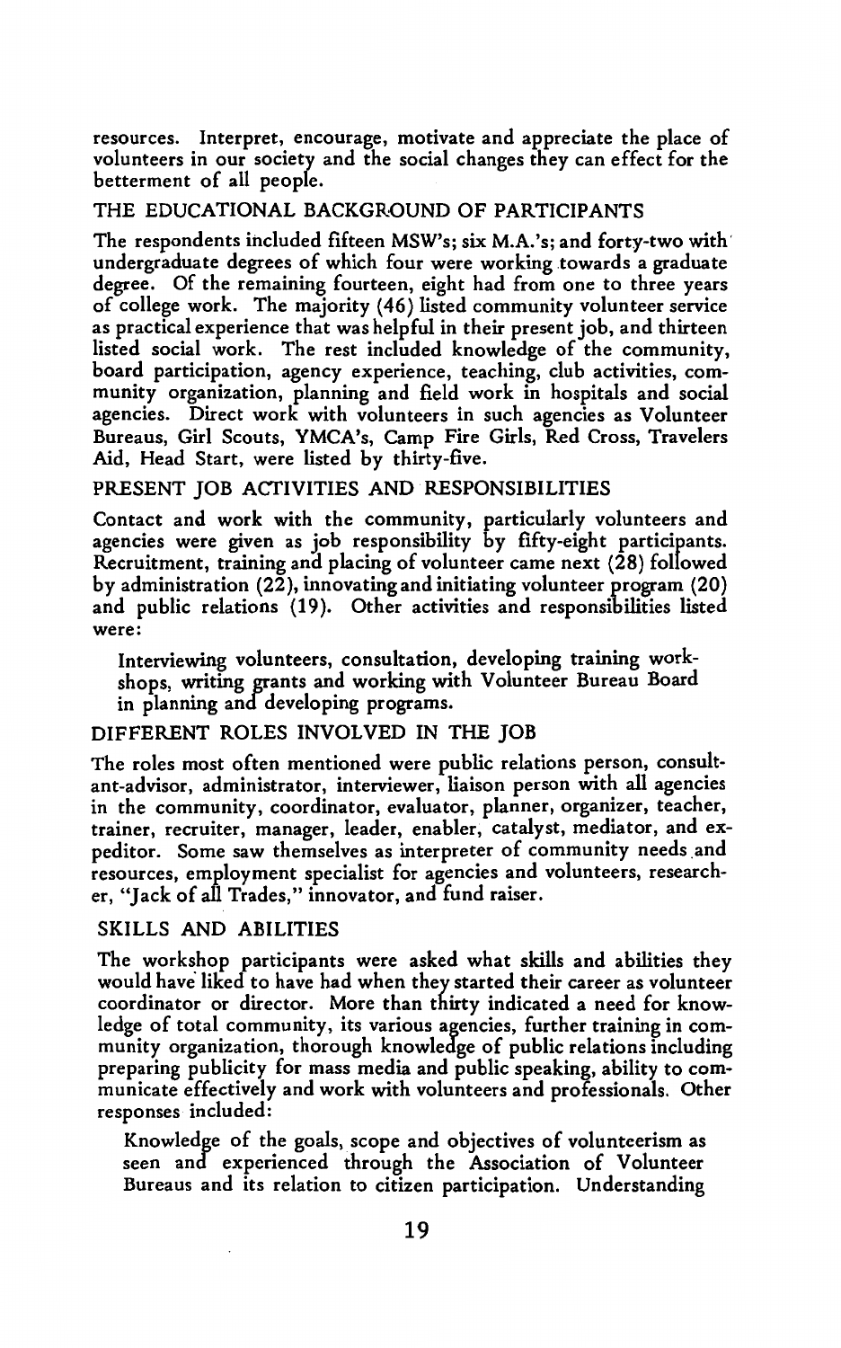resources. Interpret, encourage, motivate and appreciate the place of volunteers in our society and the social changes they can effect for the betterment of all people.

## THE EDUCATIONAL BACKGROUND OF PARTICIPANTS

The respondents included fifteen MSW's; six M.A.'s; and forty-two with undergraduate degrees of which four were working towards a graduate degree. Of the remaining fourteen, eight had from one to three years of college work. The majority (46) listed community volunteer service as practical experience that was helpful in their present job, and thirteen listed social work. The rest included knowledge of the community, board participation, agency experience, teaching, club activities, community organization, planning and field work in hospitals and social agencies. Direct work with volunteers in such agencies as Volunteer Bureaus, Girl Scouts, YMCA's, Camp Fire Girls, Red Cross, Travelers Aid, Head Start, were listed by thirty-five.

## PRESENT JOB ACTIVITIES AND RESPONSIBILITIES

Contact and work with the community, particularly volunteers and agencies were given as job responsibility by fifty-eight participants. Recruitment, training and placing of volunteer came next (28) followed by administration (22), innovating and initiating volunteer program (20) and public relations (19). Other activities and responsibilities listed were:

> Interviewing volunteers, consultation, developing training workshops, writing grants and working with Volunteer Bureau Board in planning and developing programs.

## DIFFERENT ROLES INVOLVED IN THE JOB

The roles most often mentioned were public relations person, consultant-advisor, administrator, interviewer, liaison person with all agencies in the community, coordinator, evaluator, planner, organizer, teacher, trainer, recruiter, manager, leader, enabler, catalyst, mediator, and expeditor. Some saw themselves as interpreter of community needs and resources, employment specialist for agencies and volunteers, researcher, "Jack of all Trades," innovator, and fund raiser.

## SKILLS AND ABILITIES

The workshop participants were asked what skills and abilities they would have liked to have had when they started their career as volunteer coordinator or director. More than thirty indicated a need for knowledge of total community, its various agencies, further training in community organization, thorough knowledge of public relations including preparing publicity for mass media and public speaking, ability to communicate effectively and work with volunteers and professionals. Other responses included:

> Knowledge of the goals, scope and objectives of volunteerism as seen and experienced through the Association of Volunteer Bureaus and its relation to citizen participation. Understanding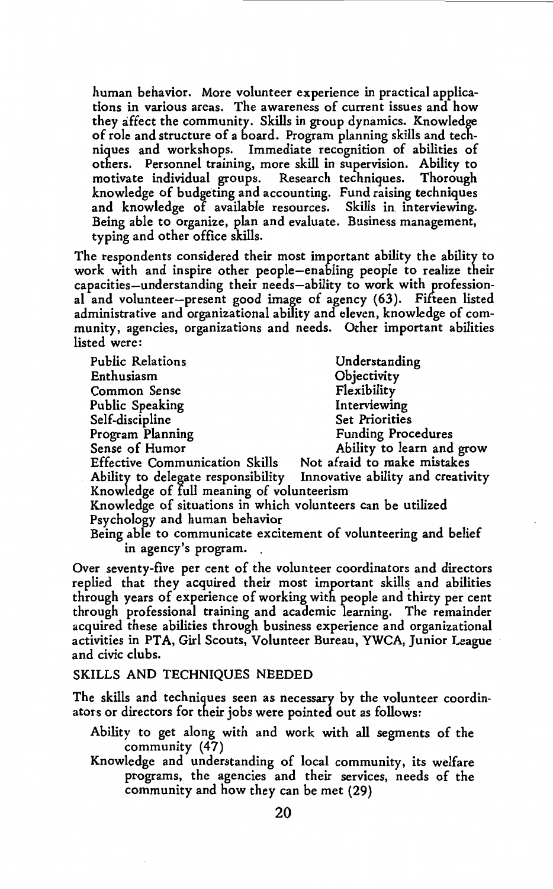human behavior. More volunteer experience in practical applications in various areas. The awareness of current issues and how they affect the community. Skills in group dynamics. Knowledge of role and structure of a board. Program planning skills and techniques and workshops. Immediate recognition of abilities of others. Personnel training, more skill in supervision. Ability to motivate individual groups. Research techniques. Thorough knowledge of budgeting and accounting. Fund raising techniques and knowledge of available resources. Skills in interviewing. Being able to organize, plan and evaluate. Business management, typing and other office skills.

The respondents considered their most important ability the ability to work with and inspire other people—enabling people to realize their capacities—understanding their needs—ability to work with professional and volunteer—present good image of agency (63). Fifteen listed administrative and organizational ability and eleven, knowledge of community, agencies, organizations and needs. Other important abilities listed were:

- Public Relations
- Enthusiasm
- Common Sense
- Public Speaking
- Self-discipline
- Program Planning
- Sense of Humor
- Effective Communication Skills
- Ability to delegate responsibility
- Understanding
- Objectivity
- Flexibility
- Interviewing
- Set Priorities
- Funding Procedures
- Ability to learn and grow
- Not afraid to make mistakes
- Innovative ability and creativity
- Knowledge of full meaning of volunteerism
- Knowledge of situations in which volunteers can be utilized
- Psychology and human behavior
- Being able to communicate excitement of volunteering and belief in agency's program.

Over seventy-five per cent of the volunteer coordinators and directors replied that they acquired their most important skills and abilities through years of experience of working with people and thirty per cent through professional training and academic learning. The remainder acquired these abilities through business experience and organizational activities in PTA, Girl Scouts, Volunteer Bureau, YWCA, Junior League and civic clubs.

## SKILLS AND TECHNIQUES NEEDED

The skills and techniques seen as necessary by the volunteer coordinators or directors for their jobs were pointed out as follows:

- Ability to get along with and work with all segments of the community (47)
- Knowledge and understanding of local community, its welfare programs, the agencies and their services, needs of the community and how they can be met (29)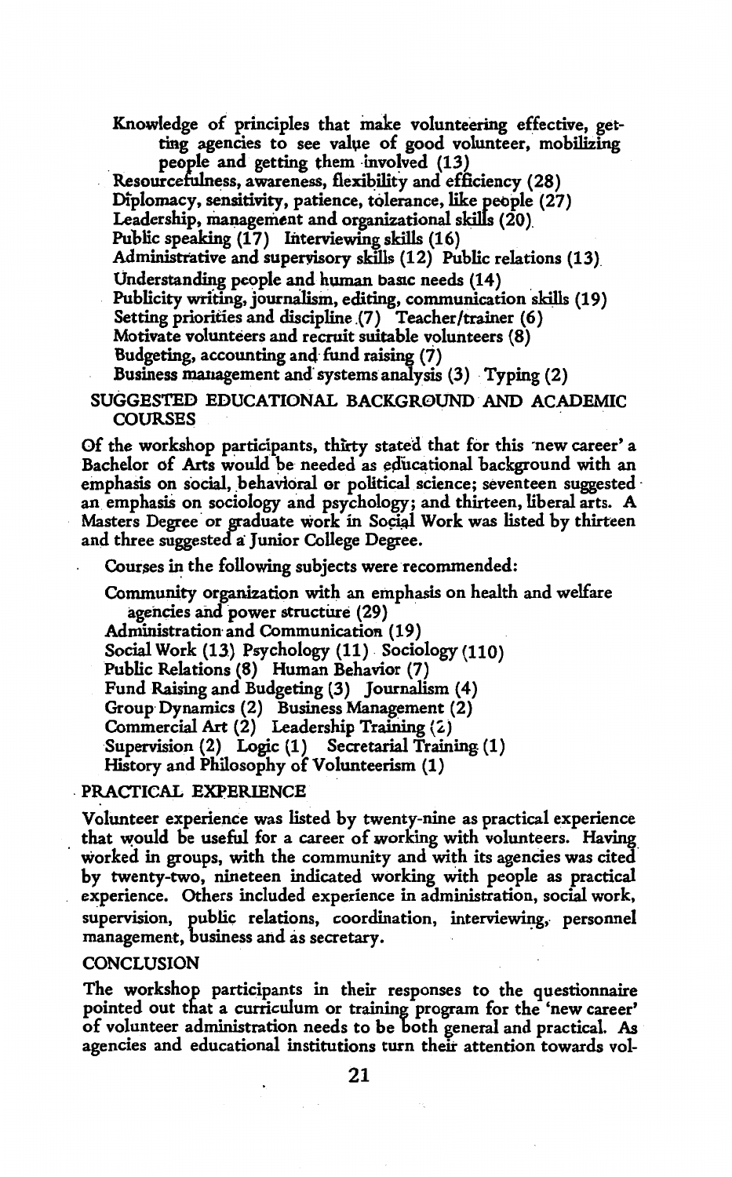Knowledge of principles that make volunteering effective, getting agencies to see value of good volunteer, mobilizing people and getting them involved (13)
Resourcefulness, awareness, flexibility and efficiency (28)
Diplomacy, sensitivity, patience, tolerance, like people (27)
Leadership, management and organizational skills (20)
Public speaking (17) Interviewing skills (16)
Administrative and supervisory skills (12) Public relations (13)
Understanding people and human basic needs (14)
Publicity writing, journalism, editing, communication skills (19)
Setting priorities and discipline (7) Teacher/trainer (6)
Motivate volunteers and recruit suitable volunteers (8)
Budgeting, accounting and fund raising (7)
Business management and systems analysis (3) Typing (2)

## SUGGESTED EDUCATIONAL BACKGROUND AND ACADEMIC COURSES

Of the workshop participants, thirty stated that for this 'new career' a Bachelor of Arts would be needed as educational background with an emphasis on social, behavioral or political science; seventeen suggested an emphasis on sociology and psychology; and thirteen, liberal arts. A Masters Degree or graduate work in Social Work was listed by thirteen and three suggested a Junior College Degree.

Courses in the following subjects were recommended:

Community organization with an emphasis on health and welfare agencies and power structure (29)
Administration and Communication (19)
Social Work (13) Psychology (11) Sociology (110)
Public Relations (8) Human Behavior (7)
Fund Raising and Budgeting (3) Journalism (4)
Group Dynamics (2) Business Management (2)
Commercial Art (2) Leadership Training (2)
Supervision (2) Logic (1) Secretarial Training (1)
History and Philosophy of Volunteerism (1)

## PRACTICAL EXPERIENCE

Volunteer experience was listed by twenty-nine as practical experience that would be useful for a career of working with volunteers. Having worked in groups, with the community and with its agencies was cited by twenty-two, nineteen indicated working with people as practical experience. Others included experience in administration, social work, supervision, public relations, coordination, interviewing, personnel management, business and as secretary.

## CONCLUSION

The workshop participants in their responses to the questionnaire pointed out that a curriculum or training program for the 'new career' of volunteer administration needs to be both general and practical. As agencies and educational institutions turn their attention towards vol-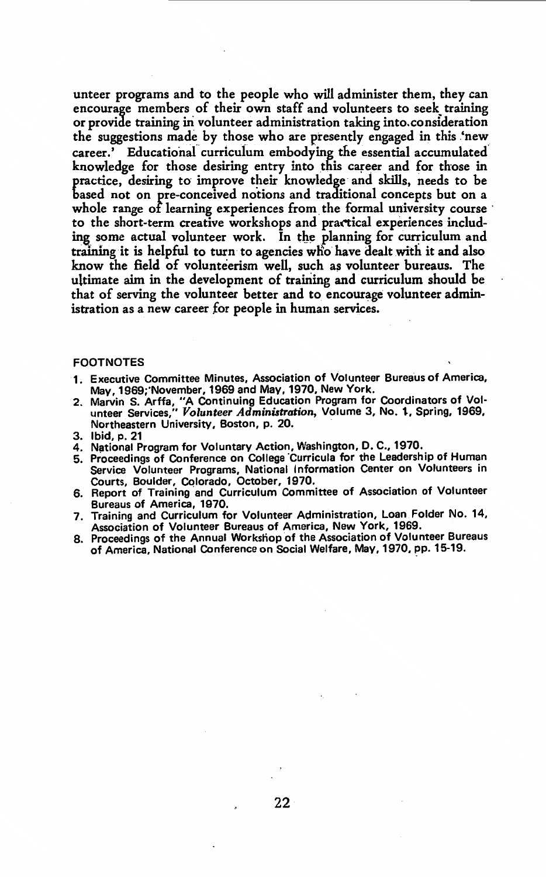unteer programs and to the people who will administer them, they can encourage members of their own staff and volunteers to seek training or provide training in volunteer administration taking into consideration the suggestions made by those who are presently engaged in this 'new career.' Educational curriculum embodying the essential accumulated knowledge for those desiring entry into this career and for those in practice, desiring to improve their knowledge and skills, needs to be based not on pre-conceived notions and traditional concepts but on a whole range of learning experiences from the formal university course to the short-term creative workshops and practical experiences including some actual volunteer work. In the planning for curriculum and training it is helpful to turn to agencies who have dealt with it and also know the field of volunteerism well, such as volunteer bureaus. The ultimate aim in the development of training and curriculum should be that of serving the volunteer better and to encourage volunteer administration as a new career for people in human services.

#### FOOTNOTES

1. Executive Committee Minutes, Association of Volunteer Bureaus of America, May, 1969; November, 1969 and May, 1970, New York.
2. Marvin S. Arffa, "A Continuing Education Program for Coordinators of Volunteer Services," *Volunteer Administration*, Volume 3, No. 1, Spring, 1969, Northeastern University, Boston, p. 20.
3. Ibid, p. 21
4. National Program for Voluntary Action, Washington, D. C., 1970.
5. Proceedings of Conference on College Curricula for the Leadership of Human Service Volunteer Programs, National Information Center on Volunteers in Courts, Boulder, Colorado, October, 1970.
6. Report of Training and Curriculum Committee of Association of Volunteer Bureaus of America, 1970.
7. Training and Curriculum for Volunteer Administration, Loan Folder No. 14, Association of Volunteer Bureaus of America, New York, 1969.
8. Proceedings of the Annual Workshop of the Association of Volunteer Bureaus of America, National Conference on Social Welfare, May, 1970, pp. 15-19.